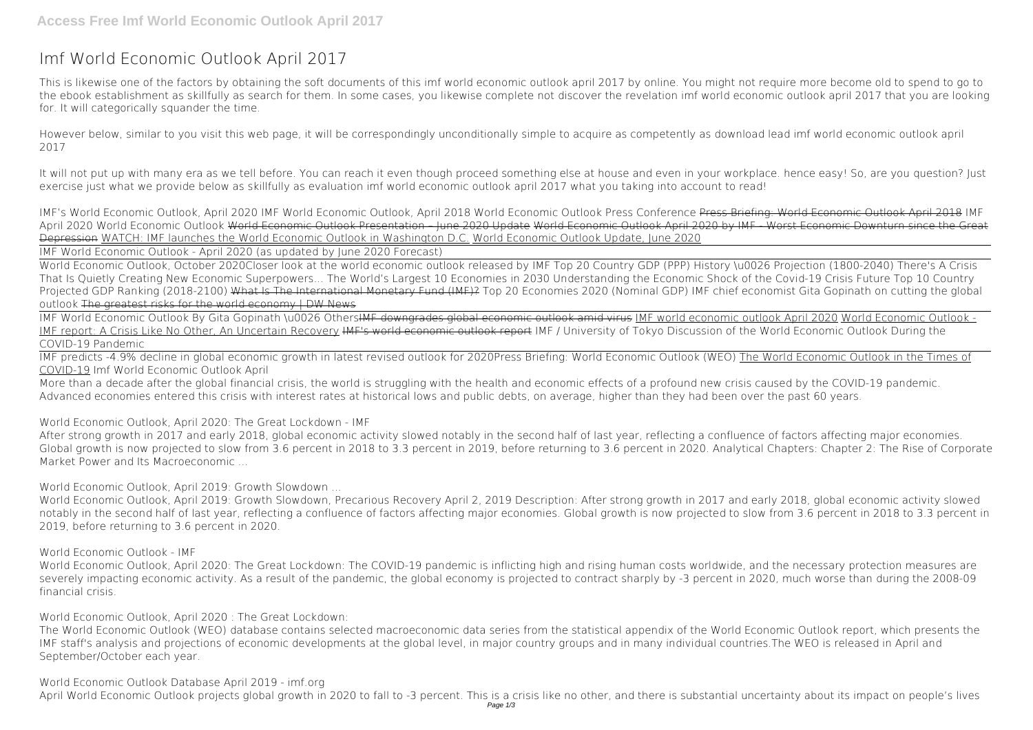# Imf World Economic Outlook April 2017

This is likewise one of the factors by obtaining the soft documents of this imf world economic outlook april 2017 by online. You might not require more become old to spend to go to the ebook establishment as skillfully as search for them. In some cases, you likewise complete not discover the revelation imf world economic outlook april 2017 that you are looking for. It will categorically squander the time.

However below, similar to you visit this web page, it will be correspondingly unconditionally simple to acquire as competently as download lead imf world economic outlook april 2017

It will not put up with many era as we tell before. You can reach it even though proceed something else at house and even in your workplace. hence easy! So, are you question? Just exercise just what we provide below as skillfully as evaluation imf world economic outlook april 2017 what you taking into account to read!

*IMF's World Economic Outlook, April 2020 IMF World Economic Outlook, April 2018 World Economic Outlook Press Conference* Press Briefing: World Economic Outlook April 2018 *IMF April 2020 World Economic Outlook* World Economic Outlook Presentation – June 2020 Update World Economic Outlook April 2020 by IMF - Worst Economic Downturn since the Great Depression WATCH: IMF launches the World Economic Outlook in Washington D.C. World Economic Outlook Update, June 2020

IMF World Economic Outlook - April 2020 (as updated by June 2020 Forecast)

World Economic Outlook, October 2020*Closer look at the world economic outlook released by IMF* *Top 20 Country GDP (PPP) History \u0026 Projection (1800-2040)* *There's A Crisis That Is Quietly Creating New Economic Superpowers...* *The World's Largest 10 Economies in 2030* *Understanding the Economic Shock of the Covid-19 Crisis* *Future Top 10 Country Projected GDP Ranking (2018-2100)* What Is The International Monetary Fund (IMF)? *Top 20 Economies 2020 (Nominal GDP)* *IMF chief economist Gita Gopinath on cutting the global outlook* The greatest risks for the world economy | DW News

IMF World Economic Outlook By Gita Gopinath \u0026 Others IMF downgrades global economic outlook amid virus IMF world economic outlook April 2020 World Economic Outlook - IMF report: A Crisis Like No Other, An Uncertain Recovery IMF's world economic outlook report *IMF / University of Tokyo Discussion of the World Economic Outlook During the COVID-19 Pandemic*

IMF predicts -4.9% decline in global economic growth in latest revised outlook for 2020*Press Briefing: World Economic Outlook (WEO)* The World Economic Outlook in the Times of COVID-19 *Imf World Economic Outlook April*

More than a decade after the global financial crisis, the world is struggling with the health and economic effects of a profound new crisis caused by the COVID-19 pandemic. Advanced economies entered this crisis with interest rates at historical lows and public debts, on average, higher than they had been over the past 60 years.

*World Economic Outlook, April 2020: The Great Lockdown - IMF*

After strong growth in 2017 and early 2018, global economic activity slowed notably in the second half of last year, reflecting a confluence of factors affecting major economies. Global growth is now projected to slow from 3.6 percent in 2018 to 3.3 percent in 2019, before returning to 3.6 percent in 2020. Analytical Chapters: Chapter 2: The Rise of Corporate Market Power and Its Macroeconomic ...

*World Economic Outlook, April 2019: Growth Slowdown ...*

World Economic Outlook, April 2019: Growth Slowdown, Precarious Recovery April 2, 2019 Description: After strong growth in 2017 and early 2018, global economic activity slowed notably in the second half of last year, reflecting a confluence of factors affecting major economies. Global growth is now projected to slow from 3.6 percent in 2018 to 3.3 percent in 2019, before returning to 3.6 percent in 2020.

*World Economic Outlook - IMF*

World Economic Outlook, April 2020: The Great Lockdown: The COVID-19 pandemic is inflicting high and rising human costs worldwide, and the necessary protection measures are severely impacting economic activity. As a result of the pandemic, the global economy is projected to contract sharply by -3 percent in 2020, much worse than during the 2008-09 financial crisis.

*World Economic Outlook, April 2020 : The Great Lockdown:*

The World Economic Outlook (WEO) database contains selected macroeconomic data series from the statistical appendix of the World Economic Outlook report, which presents the IMF staff's analysis and projections of economic developments at the global level, in major country groups and in many individual countries.The WEO is released in April and September/October each year.

*World Economic Outlook Database April 2019 - imf.org*

April World Economic Outlook projects global growth in 2020 to fall to -3 percent. This is a crisis like no other, and there is substantial uncertainty about its impact on people's lives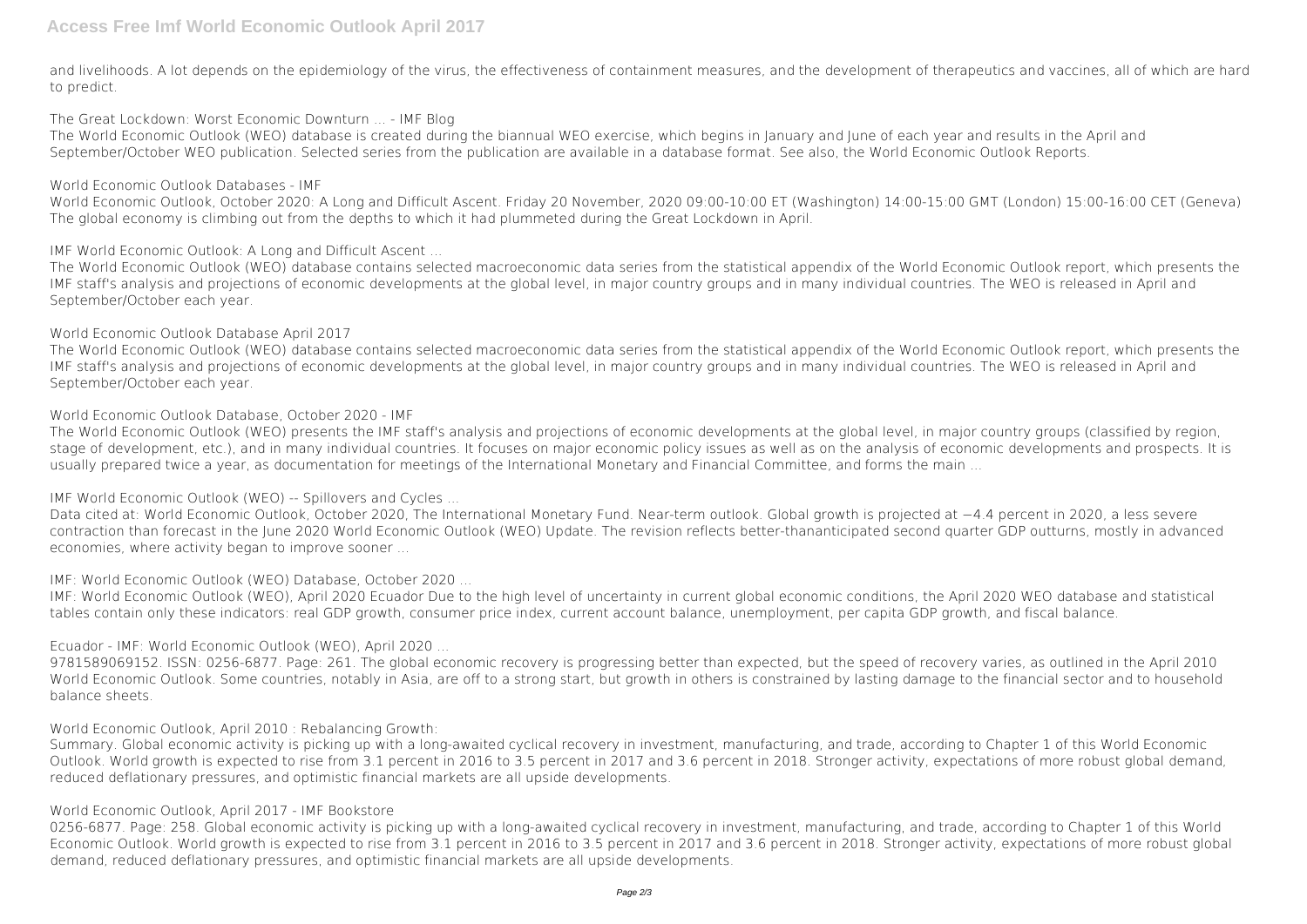and livelihoods. A lot depends on the epidemiology of the virus, the effectiveness of containment measures, and the development of therapeutics and vaccines, all of which are hard to predict.

**The Great Lockdown: Worst Economic Downturn ... - IMF Blog**

The World Economic Outlook (WEO) database is created during the biannual WEO exercise, which begins in January and June of each year and results in the April and September/October WEO publication. Selected series from the publication are available in a database format. See also, the World Economic Outlook Reports.

**World Economic Outlook Databases - IMF**

World Economic Outlook, October 2020: A Long and Difficult Ascent. Friday 20 November, 2020 09:00-10:00 ET (Washington) 14:00-15:00 GMT (London) 15:00-16:00 CET (Geneva) The global economy is climbing out from the depths to which it had plummeted during the Great Lockdown in April.

**IMF World Economic Outlook: A Long and Difficult Ascent ...**

The World Economic Outlook (WEO) database contains selected macroeconomic data series from the statistical appendix of the World Economic Outlook report, which presents the IMF staff's analysis and projections of economic developments at the global level, in major country groups and in many individual countries. The WEO is released in April and September/October each year.

**World Economic Outlook Database April 2017**

The World Economic Outlook (WEO) database contains selected macroeconomic data series from the statistical appendix of the World Economic Outlook report, which presents the IMF staff's analysis and projections of economic developments at the global level, in major country groups and in many individual countries. The WEO is released in April and September/October each year.

**World Economic Outlook Database, October 2020 - IMF**

The World Economic Outlook (WEO) presents the IMF staff's analysis and projections of economic developments at the global level, in major country groups (classified by region, stage of development, etc.), and in many individual countries. It focuses on major economic policy issues as well as on the analysis of economic developments and prospects. It is usually prepared twice a year, as documentation for meetings of the International Monetary and Financial Committee, and forms the main ...

**IMF World Economic Outlook (WEO) -- Spillovers and Cycles ...**

Data cited at: World Economic Outlook, October 2020, The International Monetary Fund. Near-term outlook. Global growth is projected at −4.4 percent in 2020, a less severe contraction than forecast in the June 2020 World Economic Outlook (WEO) Update. The revision reflects better-thananticipated second quarter GDP outturns, mostly in advanced economies, where activity began to improve sooner ...

**IMF: World Economic Outlook (WEO) Database, October 2020 ...**

IMF: World Economic Outlook (WEO), April 2020 Ecuador Due to the high level of uncertainty in current global economic conditions, the April 2020 WEO database and statistical tables contain only these indicators: real GDP growth, consumer price index, current account balance, unemployment, per capita GDP growth, and fiscal balance.

**Ecuador - IMF: World Economic Outlook (WEO), April 2020 ...**

9781589069152. ISSN: 0256-6877. Page: 261. The global economic recovery is progressing better than expected, but the speed of recovery varies, as outlined in the April 2010 World Economic Outlook. Some countries, notably in Asia, are off to a strong start, but growth in others is constrained by lasting damage to the financial sector and to household balance sheets.

**World Economic Outlook, April 2010 : Rebalancing Growth:**

Summary. Global economic activity is picking up with a long-awaited cyclical recovery in investment, manufacturing, and trade, according to Chapter 1 of this World Economic Outlook. World growth is expected to rise from 3.1 percent in 2016 to 3.5 percent in 2017 and 3.6 percent in 2018. Stronger activity, expectations of more robust global demand, reduced deflationary pressures, and optimistic financial markets are all upside developments.

**World Economic Outlook, April 2017 - IMF Bookstore**

0256-6877. Page: 258. Global economic activity is picking up with a long-awaited cyclical recovery in investment, manufacturing, and trade, according to Chapter 1 of this World Economic Outlook. World growth is expected to rise from 3.1 percent in 2016 to 3.5 percent in 2017 and 3.6 percent in 2018. Stronger activity, expectations of more robust global demand, reduced deflationary pressures, and optimistic financial markets are all upside developments.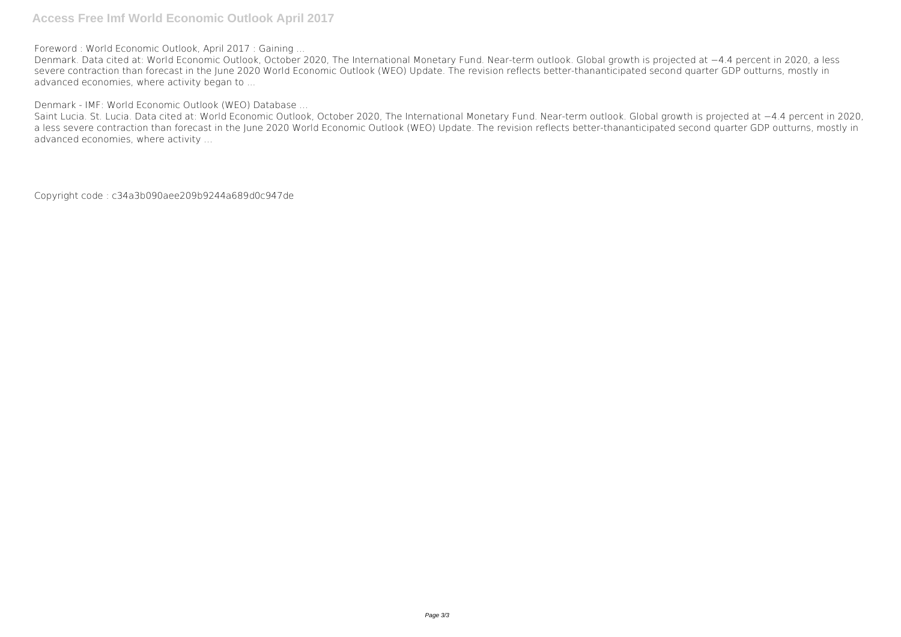Foreword : World Economic Outlook, April 2017 : Gaining ...

Denmark. Data cited at: World Economic Outlook, October 2020, The International Monetary Fund. Near-term outlook. Global growth is projected at −4.4 percent in 2020, a less severe contraction than forecast in the June 2020 World Economic Outlook (WEO) Update. The revision reflects better-thananticipated second quarter GDP outturns, mostly in advanced economies, where activity began to ...

Denmark - IMF: World Economic Outlook (WEO) Database ...

Saint Lucia. St. Lucia. Data cited at: World Economic Outlook, October 2020, The International Monetary Fund. Near-term outlook. Global growth is projected at −4.4 percent in 2020, a less severe contraction than forecast in the June 2020 World Economic Outlook (WEO) Update. The revision reflects better-thananticipated second quarter GDP outturns, mostly in advanced economies, where activity ...

Copyright code : c34a3b090aee209b9244a689d0c947de